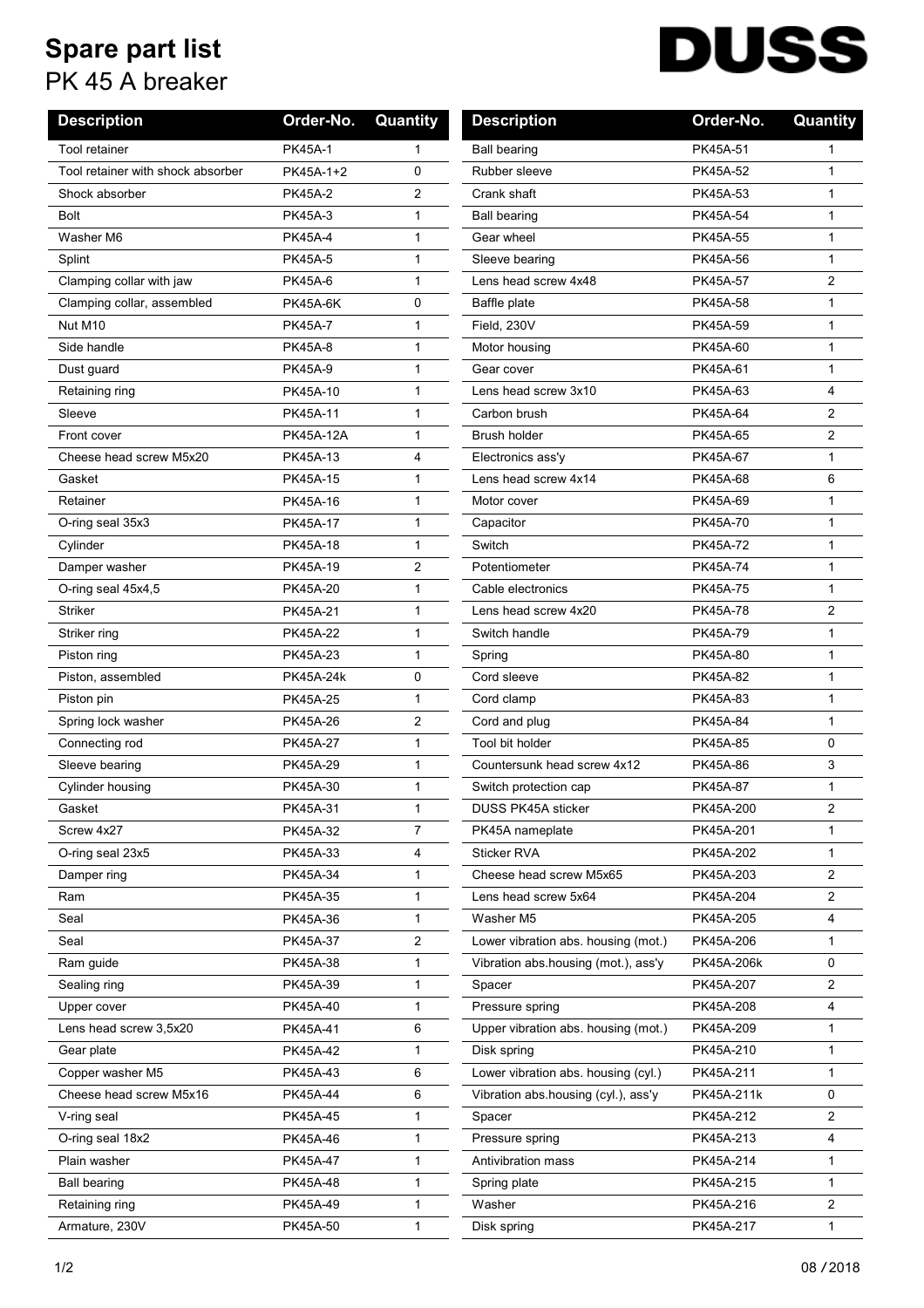# Spare part list

## PK 45 A breaker

DUSS

| Description | Order-No. | Quantity |
|---|---|---|
| Tool retainer | PK45A-1 | 1 |
| Tool retainer with shock absorber | PK45A-1+2 | 0 |
| Shock absorber | PK45A-2 | 2 |
| Bolt | PK45A-3 | 1 |
| Washer M6 | PK45A-4 | 1 |
| Splint | PK45A-5 | 1 |
| Clamping collar with jaw | PK45A-6 | 1 |
| Clamping collar, assembled | PK45A-6K | 0 |
| Nut M10 | PK45A-7 | 1 |
| Side handle | PK45A-8 | 1 |
| Dust guard | PK45A-9 | 1 |
| Retaining ring | PK45A-10 | 1 |
| Sleeve | PK45A-11 | 1 |
| Front cover | PK45A-12A | 1 |
| Cheese head screw M5x20 | PK45A-13 | 4 |
| Gasket | PK45A-15 | 1 |
| Retainer | PK45A-16 | 1 |
| O-ring seal 35x3 | PK45A-17 | 1 |
| Cylinder | PK45A-18 | 1 |
| Damper washer | PK45A-19 | 2 |
| O-ring seal 45x4,5 | PK45A-20 | 1 |
| Striker | PK45A-21 | 1 |
| Striker ring | PK45A-22 | 1 |
| Piston ring | PK45A-23 | 1 |
| Piston, assembled | PK45A-24k | 0 |
| Piston pin | PK45A-25 | 1 |
| Spring lock washer | PK45A-26 | 2 |
| Connecting rod | PK45A-27 | 1 |
| Sleeve bearing | PK45A-29 | 1 |
| Cylinder housing | PK45A-30 | 1 |
| Gasket | PK45A-31 | 1 |
| Screw 4x27 | PK45A-32 | 7 |
| O-ring seal 23x5 | PK45A-33 | 4 |
| Damper ring | PK45A-34 | 1 |
| Ram | PK45A-35 | 1 |
| Seal | PK45A-36 | 1 |
| Seal | PK45A-37 | 2 |
| Ram guide | PK45A-38 | 1 |
| Sealing ring | PK45A-39 | 1 |
| Upper cover | PK45A-40 | 1 |
| Lens head screw 3,5x20 | PK45A-41 | 6 |
| Gear plate | PK45A-42 | 1 |
| Copper washer M5 | PK45A-43 | 6 |
| Cheese head screw M5x16 | PK45A-44 | 6 |
| V-ring seal | PK45A-45 | 1 |
| O-ring seal 18x2 | PK45A-46 | 1 |
| Plain washer | PK45A-47 | 1 |
| Ball bearing | PK45A-48 | 1 |
| Retaining ring | PK45A-49 | 1 |
| Armature, 230V | PK45A-50 | 1 |
| Ball bearing | PK45A-51 | 1 |
| Rubber sleeve | PK45A-52 | 1 |
| Crank shaft | PK45A-53 | 1 |
| Ball bearing | PK45A-54 | 1 |
| Gear wheel | PK45A-55 | 1 |
| Sleeve bearing | PK45A-56 | 1 |
| Lens head screw 4x48 | PK45A-57 | 2 |
| Baffle plate | PK45A-58 | 1 |
| Field, 230V | PK45A-59 | 1 |
| Motor housing | PK45A-60 | 1 |
| Gear cover | PK45A-61 | 1 |
| Lens head screw 3x10 | PK45A-63 | 4 |
| Carbon brush | PK45A-64 | 2 |
| Brush holder | PK45A-65 | 2 |
| Electronics ass'y | PK45A-67 | 1 |
| Lens head screw 4x14 | PK45A-68 | 6 |
| Motor cover | PK45A-69 | 1 |
| Capacitor | PK45A-70 | 1 |
| Switch | PK45A-72 | 1 |
| Potentiometer | PK45A-74 | 1 |
| Cable electronics | PK45A-75 | 1 |
| Lens head screw 4x20 | PK45A-78 | 2 |
| Switch handle | PK45A-79 | 1 |
| Spring | PK45A-80 | 1 |
| Cord sleeve | PK45A-82 | 1 |
| Cord clamp | PK45A-83 | 1 |
| Cord and plug | PK45A-84 | 1 |
| Tool bit holder | PK45A-85 | 0 |
| Countersunk head screw 4x12 | PK45A-86 | 3 |
| Switch protection cap | PK45A-87 | 1 |
| DUSS PK45A sticker | PK45A-200 | 2 |
| PK45A nameplate | PK45A-201 | 1 |
| Sticker RVA | PK45A-202 | 1 |
| Cheese head screw M5x65 | PK45A-203 | 2 |
| Lens head screw 5x64 | PK45A-204 | 2 |
| Washer M5 | PK45A-205 | 4 |
| Lower vibration abs. housing (mot.) | PK45A-206 | 1 |
| Vibration abs.housing (mot.), ass'y | PK45A-206k | 0 |
| Spacer | PK45A-207 | 2 |
| Pressure spring | PK45A-208 | 4 |
| Upper vibration abs. housing (mot.) | PK45A-209 | 1 |
| Disk spring | PK45A-210 | 1 |
| Lower vibration abs. housing (cyl.) | PK45A-211 | 1 |
| Vibration abs.housing (cyl.), ass'y | PK45A-211k | 0 |
| Spacer | PK45A-212 | 2 |
| Pressure spring | PK45A-213 | 4 |
| Antivibration mass | PK45A-214 | 1 |
| Spring plate | PK45A-215 | 1 |
| Washer | PK45A-216 | 2 |
| Disk spring | PK45A-217 | 1 |

08 / 2018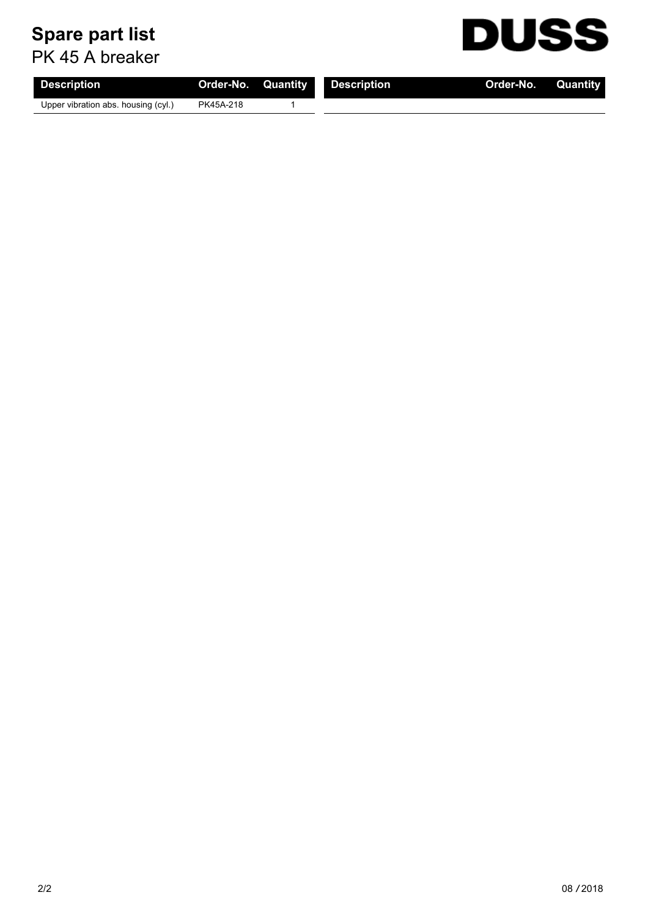# Spare part list

PK 45 A breaker

DUSS

| Description | Order-No. | Quantity | Description | Order-No. | Quantity |
|---|---|---|---|---|---|
| Upper vibration abs. housing (cyl.) | PK45A-218 | 1 | | | |

08 / 2018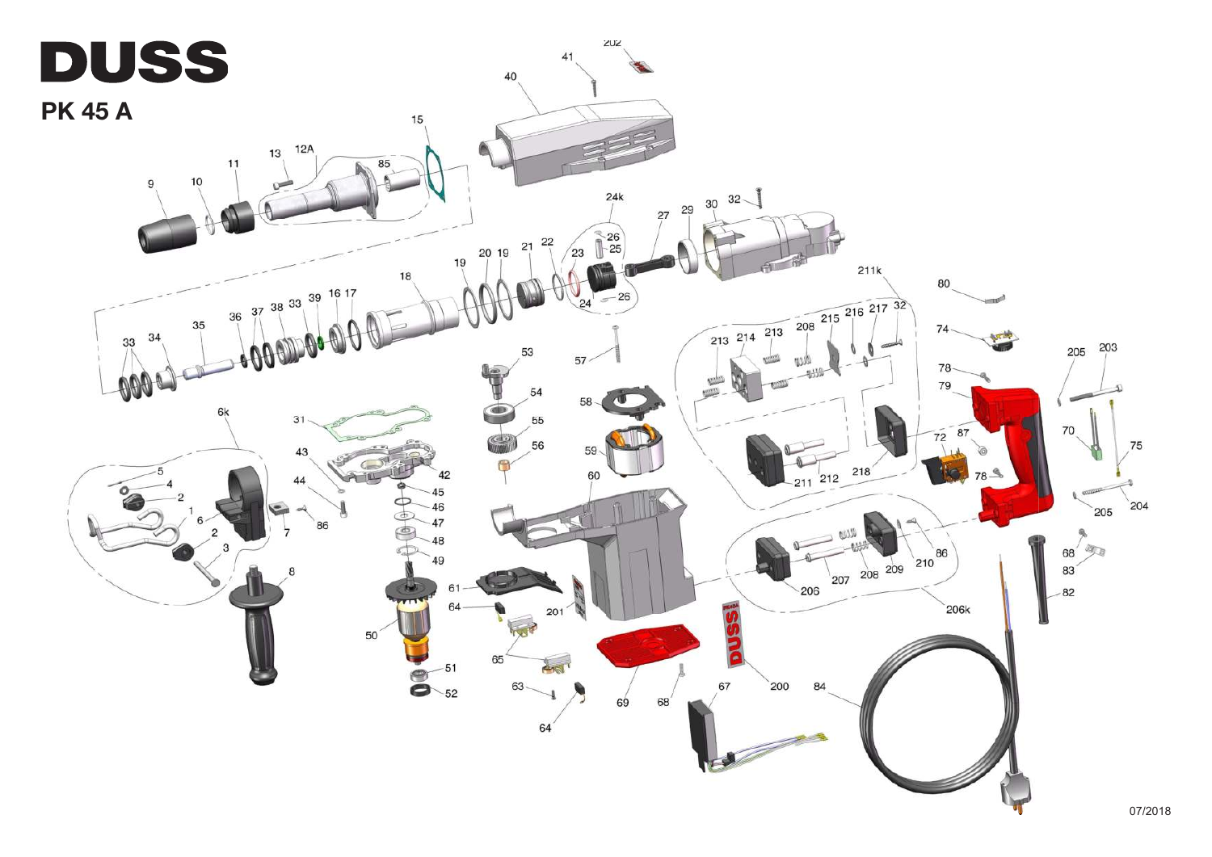# DUSS

## PK 45 A

9 10 11 13 12A 85 15 40 41 202

24k 26 25 27 29 30 32 23 24 26 22 21 20 19 19 18

33 34 35 36 37 38 33 39 16 17

211k 80 74 213 214 213 208 215 216 217 32 78 79 205 203

53 54 55 56 57 58 59 60

6k 5 4 2 1 6 2 3 7 8 31 43 42 44 86 45 46 47 48 49 50 51 52 61 64 65 63 64 201 69 68 67 200 84

211 212 218 72 87 78 70 75 204 205

206 207 208 209 210 86 206k 68 83 82

07/2018